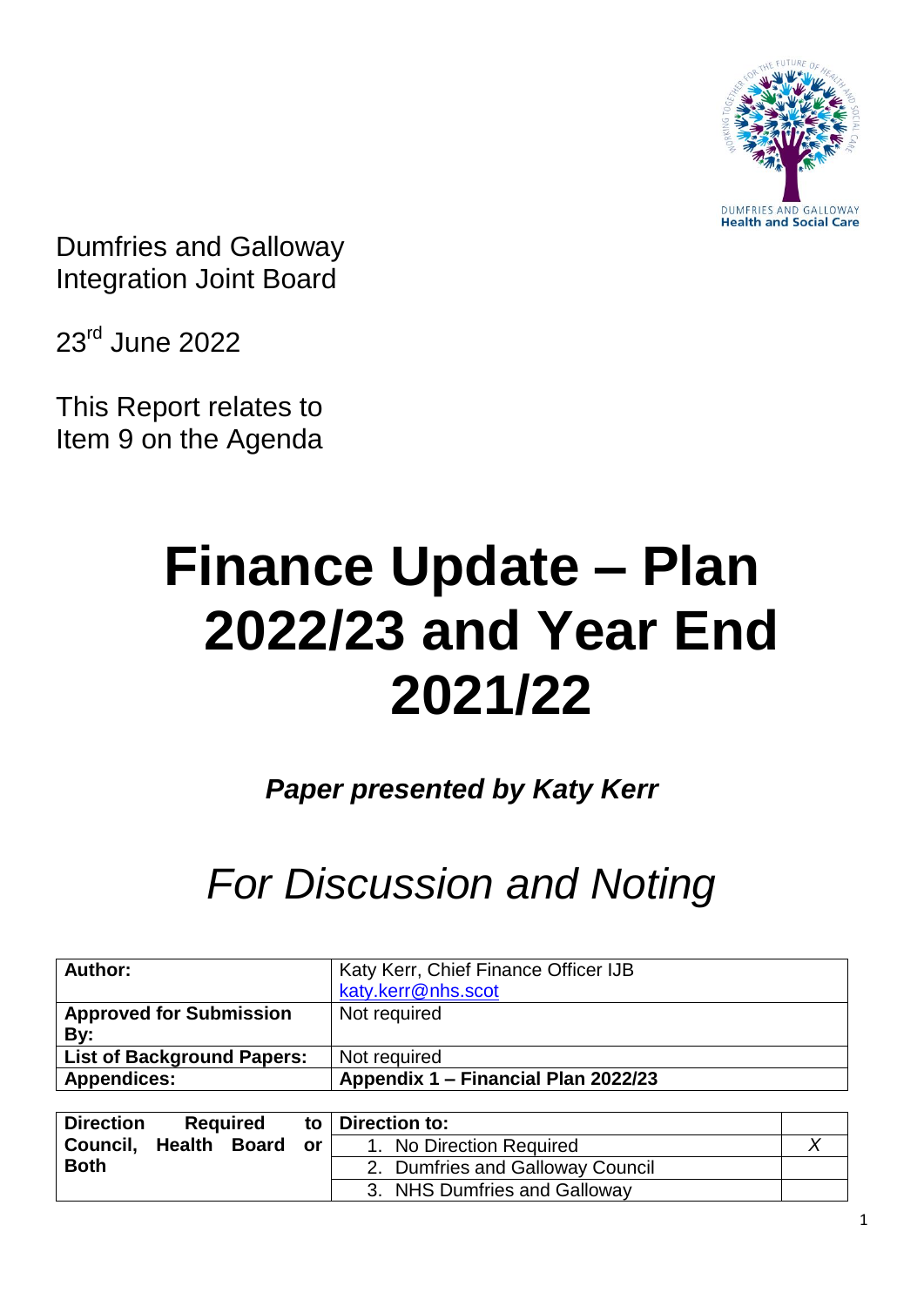Dumfries and Galloway
Integration Joint Board

23rd June 2022

This Report relates to
Item 9 on the Agenda

# Finance Update – Plan 2022/23 and Year End 2021/22

***Paper presented by Katy Kerr***

## *For Discussion and Noting*

| | |
|---|---|
| **Author:** | Katy Kerr, Chief Finance Officer IJB<br>katy.kerr@nhs.scot |
| **Approved for Submission By:** | Not required |
| **List of Background Papers:** | Not required |
| **Appendices:** | **Appendix 1 – Financial Plan 2022/23** |

| **Direction Required to Council, Health Board or Both** | **Direction to:** | |
|---|---|---|
| | 1. No Direction Required | *X* |
| | 2. Dumfries and Galloway Council | |
| | 3. NHS Dumfries and Galloway | |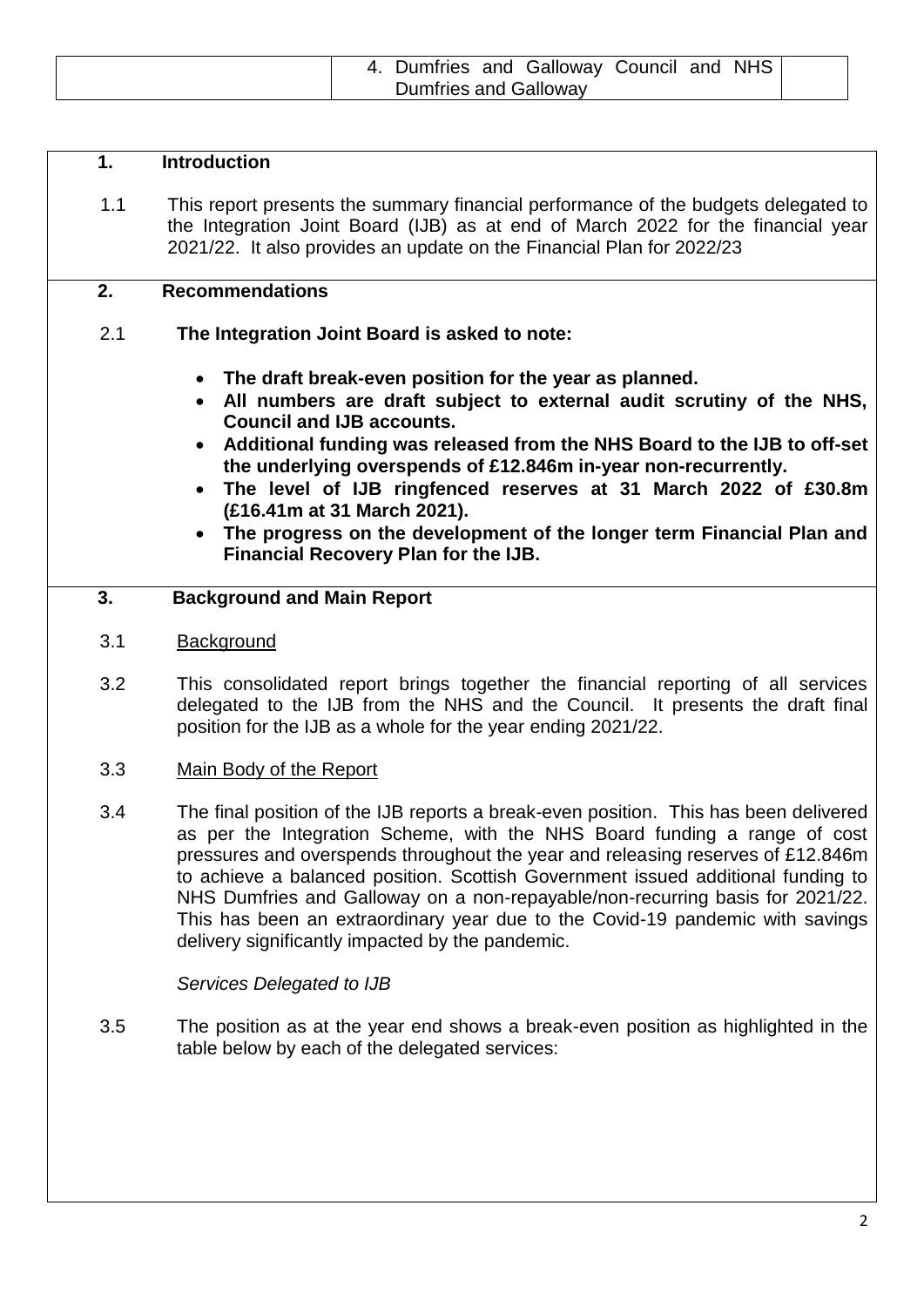| | 4. Dumfries and Galloway Council and NHS Dumfries and Galloway | |
|---|---|---|

## 1. Introduction

1.1 This report presents the summary financial performance of the budgets delegated to the Integration Joint Board (IJB) as at end of March 2022 for the financial year 2021/22. It also provides an update on the Financial Plan for 2022/23

## 2. Recommendations

2.1 **The Integration Joint Board is asked to note:**

- **The draft break-even position for the year as planned.**
- **All numbers are draft subject to external audit scrutiny of the NHS, Council and IJB accounts.**
- **Additional funding was released from the NHS Board to the IJB to off-set the underlying overspends of £12.846m in-year non-recurrently.**
- **The level of IJB ringfenced reserves at 31 March 2022 of £30.8m (£16.41m at 31 March 2021).**
- **The progress on the development of the longer term Financial Plan and Financial Recovery Plan for the IJB.**

## 3. Background and Main Report

3.1 Background

3.2 This consolidated report brings together the financial reporting of all services delegated to the IJB from the NHS and the Council. It presents the draft final position for the IJB as a whole for the year ending 2021/22.

3.3 Main Body of the Report

3.4 The final position of the IJB reports a break-even position. This has been delivered as per the Integration Scheme, with the NHS Board funding a range of cost pressures and overspends throughout the year and releasing reserves of £12.846m to achieve a balanced position. Scottish Government issued additional funding to NHS Dumfries and Galloway on a non-repayable/non-recurring basis for 2021/22. This has been an extraordinary year due to the Covid-19 pandemic with savings delivery significantly impacted by the pandemic.

*Services Delegated to IJB*

3.5 The position as at the year end shows a break-even position as highlighted in the table below by each of the delegated services: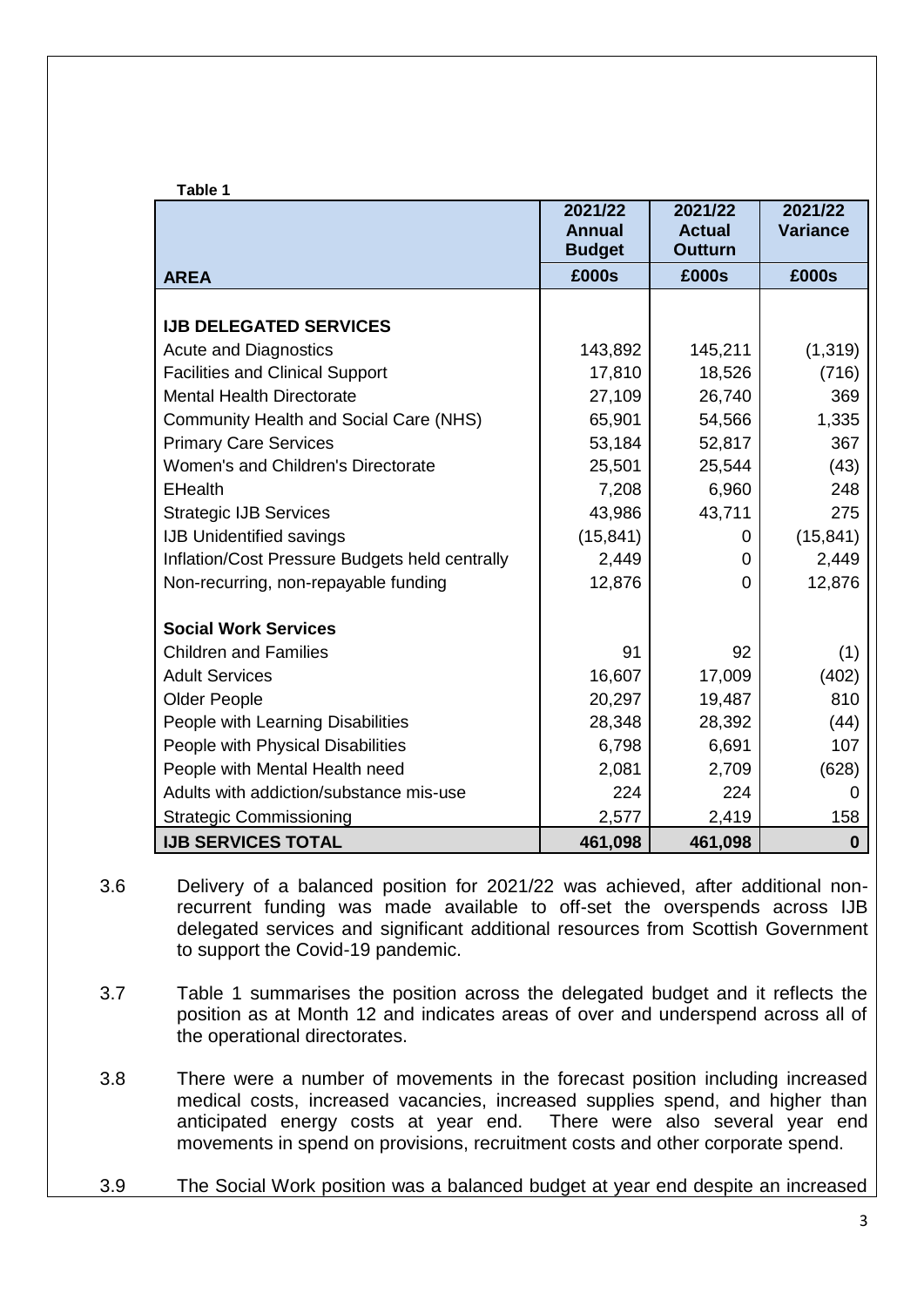**Table 1**

| AREA | 2021/22 Annual Budget £000s | 2021/22 Actual Outturn £000s | 2021/22 Variance £000s |
|---|---|---|---|
| **IJB DELEGATED SERVICES** | | | |
| Acute and Diagnostics | 143,892 | 145,211 | (1,319) |
| Facilities and Clinical Support | 17,810 | 18,526 | (716) |
| Mental Health Directorate | 27,109 | 26,740 | 369 |
| Community Health and Social Care (NHS) | 65,901 | 54,566 | 1,335 |
| Primary Care Services | 53,184 | 52,817 | 367 |
| Women's and Children's Directorate | 25,501 | 25,544 | (43) |
| EHealth | 7,208 | 6,960 | 248 |
| Strategic IJB Services | 43,986 | 43,711 | 275 |
| IJB Unidentified savings | (15,841) | 0 | (15,841) |
| Inflation/Cost Pressure Budgets held centrally | 2,449 | 0 | 2,449 |
| Non-recurring, non-repayable funding | 12,876 | 0 | 12,876 |
| **Social Work Services** | | | |
| Children and Families | 91 | 92 | (1) |
| Adult Services | 16,607 | 17,009 | (402) |
| Older People | 20,297 | 19,487 | 810 |
| People with Learning Disabilities | 28,348 | 28,392 | (44) |
| People with Physical Disabilities | 6,798 | 6,691 | 107 |
| People with Mental Health need | 2,081 | 2,709 | (628) |
| Adults with addiction/substance mis-use | 224 | 224 | 0 |
| Strategic Commissioning | 2,577 | 2,419 | 158 |
| **IJB SERVICES TOTAL** | **461,098** | **461,098** | **0** |

3.6 Delivery of a balanced position for 2021/22 was achieved, after additional non-recurrent funding was made available to off-set the overspends across IJB delegated services and significant additional resources from Scottish Government to support the Covid-19 pandemic.

3.7 Table 1 summarises the position across the delegated budget and it reflects the position as at Month 12 and indicates areas of over and underspend across all of the operational directorates.

3.8 There were a number of movements in the forecast position including increased medical costs, increased vacancies, increased supplies spend, and higher than anticipated energy costs at year end. There were also several year end movements in spend on provisions, recruitment costs and other corporate spend.

3.9 The Social Work position was a balanced budget at year end despite an increased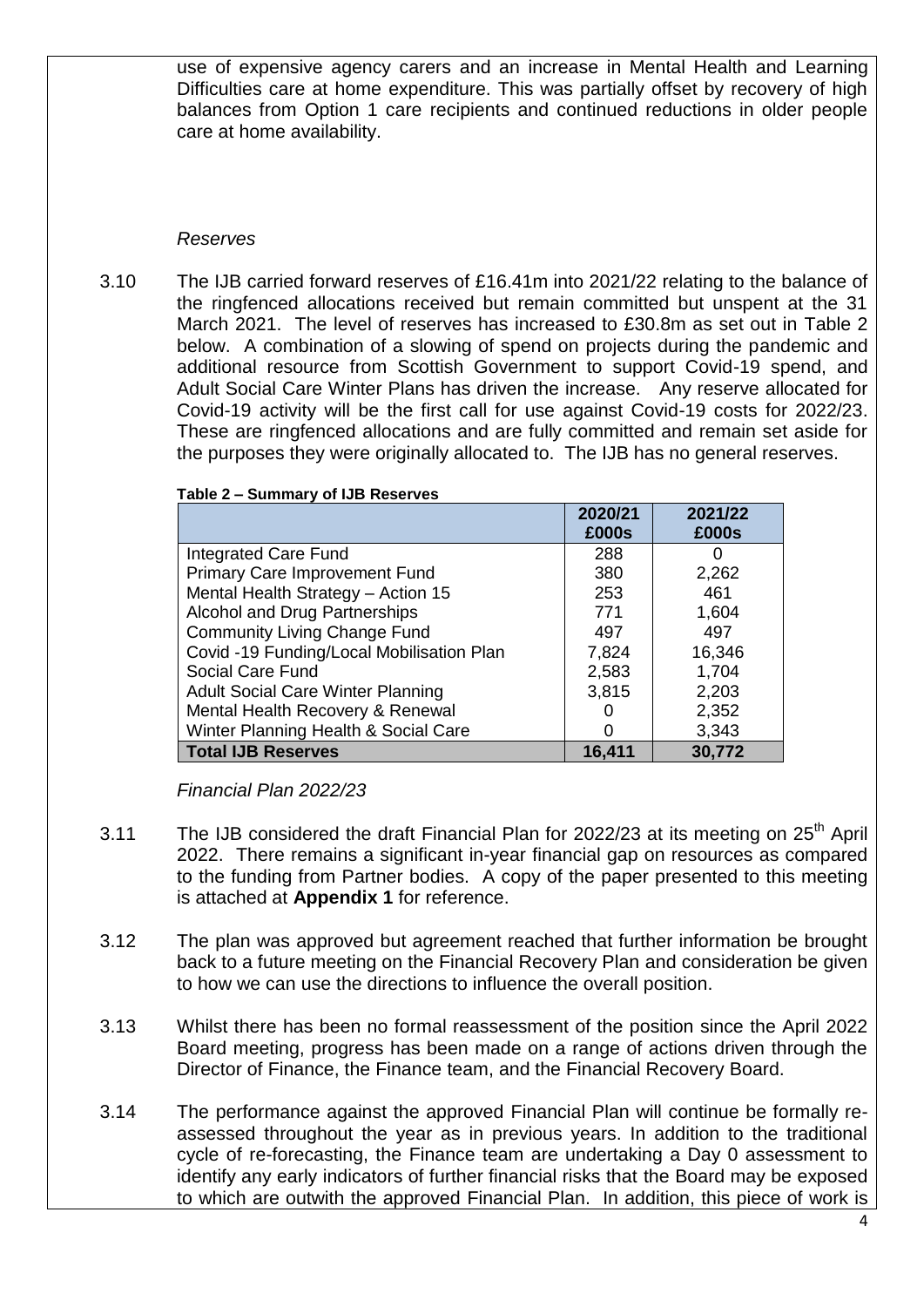use of expensive agency carers and an increase in Mental Health and Learning Difficulties care at home expenditure. This was partially offset by recovery of high balances from Option 1 care recipients and continued reductions in older people care at home availability.

*Reserves*

3.10 The IJB carried forward reserves of £16.41m into 2021/22 relating to the balance of the ringfenced allocations received but remain committed but unspent at the 31 March 2021. The level of reserves has increased to £30.8m as set out in Table 2 below. A combination of a slowing of spend on projects during the pandemic and additional resource from Scottish Government to support Covid-19 spend, and Adult Social Care Winter Plans has driven the increase. Any reserve allocated for Covid-19 activity will be the first call for use against Covid-19 costs for 2022/23. These are ringfenced allocations and are fully committed and remain set aside for the purposes they were originally allocated to. The IJB has no general reserves.

**Table 2 – Summary of IJB Reserves**

| | 2020/21 £000s | 2021/22 £000s |
|---|---|---|
| Integrated Care Fund | 288 | 0 |
| Primary Care Improvement Fund | 380 | 2,262 |
| Mental Health Strategy – Action 15 | 253 | 461 |
| Alcohol and Drug Partnerships | 771 | 1,604 |
| Community Living Change Fund | 497 | 497 |
| Covid -19 Funding/Local Mobilisation Plan | 7,824 | 16,346 |
| Social Care Fund | 2,583 | 1,704 |
| Adult Social Care Winter Planning | 3,815 | 2,203 |
| Mental Health Recovery & Renewal | 0 | 2,352 |
| Winter Planning Health & Social Care | 0 | 3,343 |
| **Total IJB Reserves** | **16,411** | **30,772** |

*Financial Plan 2022/23*

3.11 The IJB considered the draft Financial Plan for 2022/23 at its meeting on 25th April 2022. There remains a significant in-year financial gap on resources as compared to the funding from Partner bodies. A copy of the paper presented to this meeting is attached at **Appendix 1** for reference.

3.12 The plan was approved but agreement reached that further information be brought back to a future meeting on the Financial Recovery Plan and consideration be given to how we can use the directions to influence the overall position.

3.13 Whilst there has been no formal reassessment of the position since the April 2022 Board meeting, progress has been made on a range of actions driven through the Director of Finance, the Finance team, and the Financial Recovery Board.

3.14 The performance against the approved Financial Plan will continue be formally re-assessed throughout the year as in previous years. In addition to the traditional cycle of re-forecasting, the Finance team are undertaking a Day 0 assessment to identify any early indicators of further financial risks that the Board may be exposed to which are outwith the approved Financial Plan. In addition, this piece of work is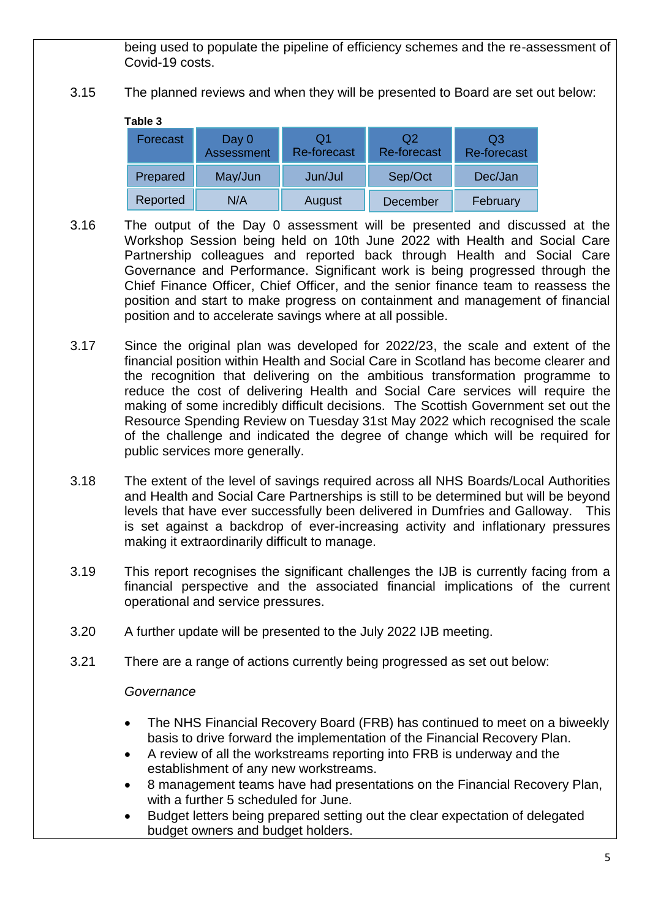being used to populate the pipeline of efficiency schemes and the re-assessment of Covid-19 costs.

3.15 The planned reviews and when they will be presented to Board are set out below:

**Table 3**

| Forecast | Day 0 Assessment | Q1 Re-forecast | Q2 Re-forecast | Q3 Re-forecast |
|---|---|---|---|---|
| Prepared | May/Jun | Jun/Jul | Sep/Oct | Dec/Jan |
| Reported | N/A | August | December | February |

3.16 The output of the Day 0 assessment will be presented and discussed at the Workshop Session being held on 10th June 2022 with Health and Social Care Partnership colleagues and reported back through Health and Social Care Governance and Performance. Significant work is being progressed through the Chief Finance Officer, Chief Officer, and the senior finance team to reassess the position and start to make progress on containment and management of financial position and to accelerate savings where at all possible.

3.17 Since the original plan was developed for 2022/23, the scale and extent of the financial position within Health and Social Care in Scotland has become clearer and the recognition that delivering on the ambitious transformation programme to reduce the cost of delivering Health and Social Care services will require the making of some incredibly difficult decisions. The Scottish Government set out the Resource Spending Review on Tuesday 31st May 2022 which recognised the scale of the challenge and indicated the degree of change which will be required for public services more generally.

3.18 The extent of the level of savings required across all NHS Boards/Local Authorities and Health and Social Care Partnerships is still to be determined but will be beyond levels that have ever successfully been delivered in Dumfries and Galloway. This is set against a backdrop of ever-increasing activity and inflationary pressures making it extraordinarily difficult to manage.

3.19 This report recognises the significant challenges the IJB is currently facing from a financial perspective and the associated financial implications of the current operational and service pressures.

3.20 A further update will be presented to the July 2022 IJB meeting.

3.21 There are a range of actions currently being progressed as set out below:

*Governance*

- The NHS Financial Recovery Board (FRB) has continued to meet on a biweekly basis to drive forward the implementation of the Financial Recovery Plan.
- A review of all the workstreams reporting into FRB is underway and the establishment of any new workstreams.
- 8 management teams have had presentations on the Financial Recovery Plan, with a further 5 scheduled for June.
- Budget letters being prepared setting out the clear expectation of delegated budget owners and budget holders.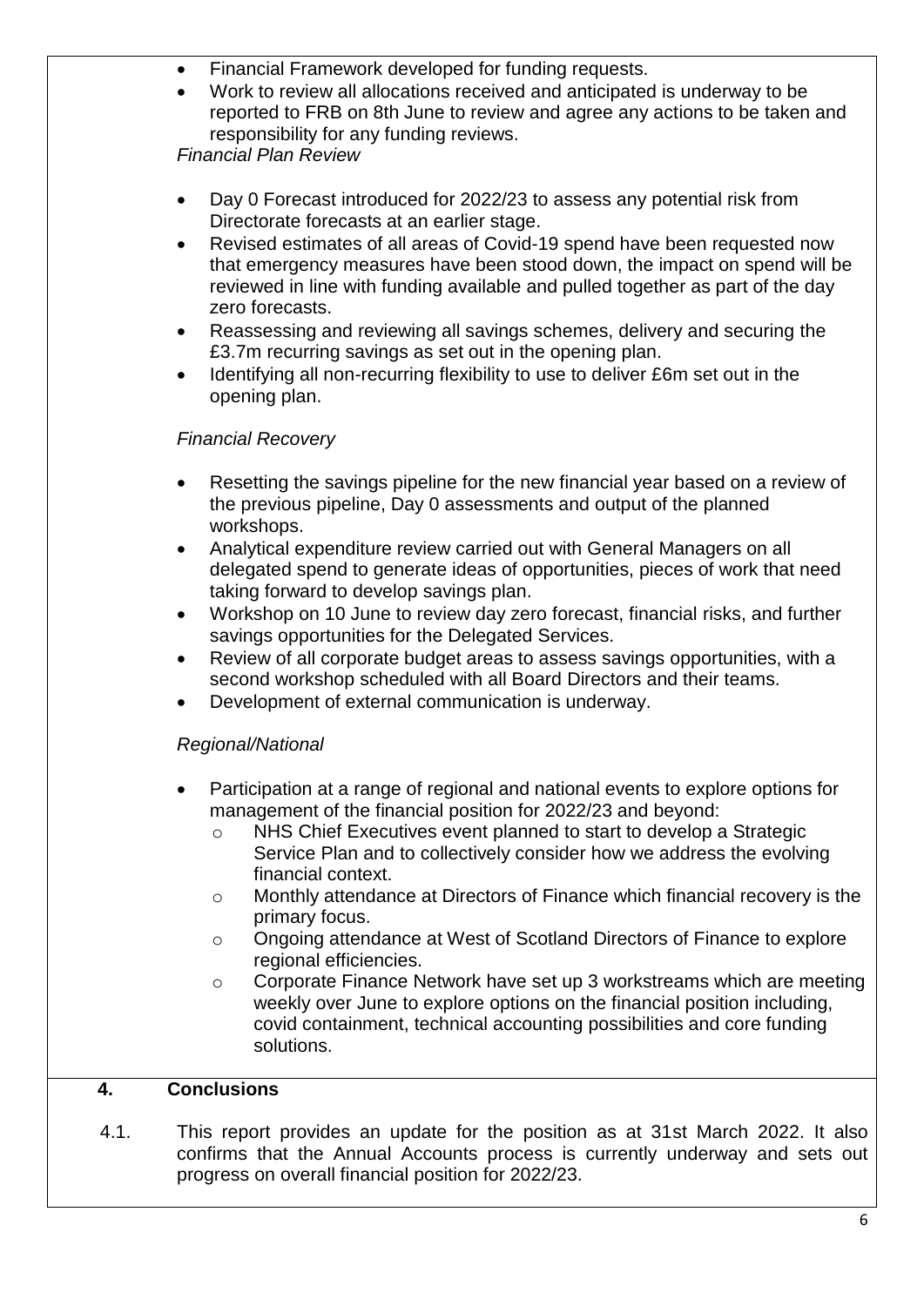- Financial Framework developed for funding requests.
- Work to review all allocations received and anticipated is underway to be reported to FRB on 8th June to review and agree any actions to be taken and responsibility for any funding reviews.

*Financial Plan Review*

- Day 0 Forecast introduced for 2022/23 to assess any potential risk from Directorate forecasts at an earlier stage.
- Revised estimates of all areas of Covid-19 spend have been requested now that emergency measures have been stood down, the impact on spend will be reviewed in line with funding available and pulled together as part of the day zero forecasts.
- Reassessing and reviewing all savings schemes, delivery and securing the £3.7m recurring savings as set out in the opening plan.
- Identifying all non-recurring flexibility to use to deliver £6m set out in the opening plan.

*Financial Recovery*

- Resetting the savings pipeline for the new financial year based on a review of the previous pipeline, Day 0 assessments and output of the planned workshops.
- Analytical expenditure review carried out with General Managers on all delegated spend to generate ideas of opportunities, pieces of work that need taking forward to develop savings plan.
- Workshop on 10 June to review day zero forecast, financial risks, and further savings opportunities for the Delegated Services.
- Review of all corporate budget areas to assess savings opportunities, with a second workshop scheduled with all Board Directors and their teams.
- Development of external communication is underway.

*Regional/National*

- Participation at a range of regional and national events to explore options for management of the financial position for 2022/23 and beyond:
  - NHS Chief Executives event planned to start to develop a Strategic Service Plan and to collectively consider how we address the evolving financial context.
  - Monthly attendance at Directors of Finance which financial recovery is the primary focus.
  - Ongoing attendance at West of Scotland Directors of Finance to explore regional efficiencies.
  - Corporate Finance Network have set up 3 workstreams which are meeting weekly over June to explore options on the financial position including, covid containment, technical accounting possibilities and core funding solutions.

## 4. Conclusions

4.1. This report provides an update for the position as at 31st March 2022. It also confirms that the Annual Accounts process is currently underway and sets out progress on overall financial position for 2022/23.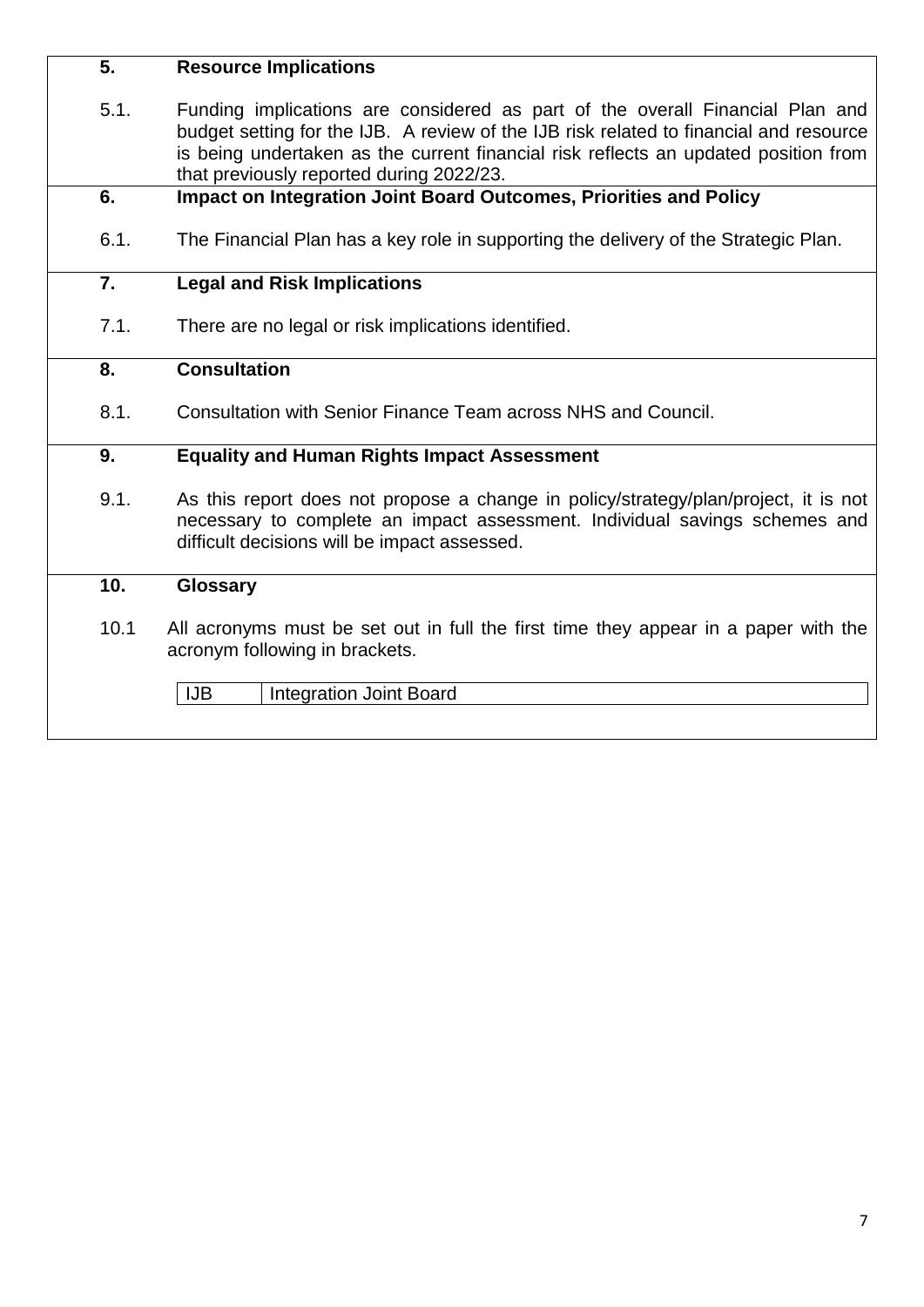## 5. Resource Implications

5.1. Funding implications are considered as part of the overall Financial Plan and budget setting for the IJB. A review of the IJB risk related to financial and resource is being undertaken as the current financial risk reflects an updated position from that previously reported during 2022/23.

## 6. Impact on Integration Joint Board Outcomes, Priorities and Policy

6.1. The Financial Plan has a key role in supporting the delivery of the Strategic Plan.

## 7. Legal and Risk Implications

7.1. There are no legal or risk implications identified.

## 8. Consultation

8.1. Consultation with Senior Finance Team across NHS and Council.

## 9. Equality and Human Rights Impact Assessment

9.1. As this report does not propose a change in policy/strategy/plan/project, it is not necessary to complete an impact assessment. Individual savings schemes and difficult decisions will be impact assessed.

## 10. Glossary

10.1 All acronyms must be set out in full the first time they appear in a paper with the acronym following in brackets.

| | |
|---|---|
| IJB | Integration Joint Board |